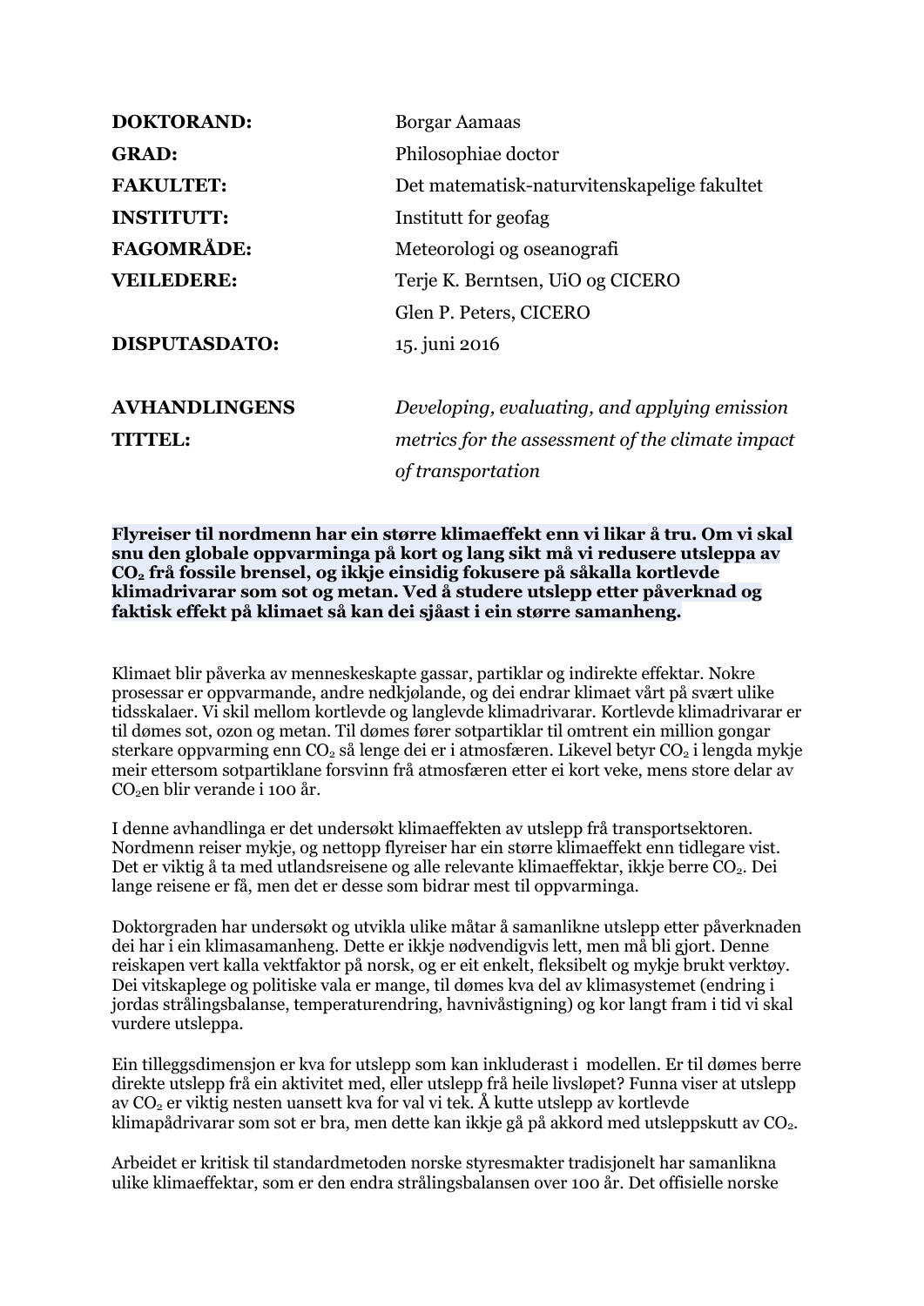| | |
|---|---|
| **DOKTORAND:** | Borgar Aamaas |
| **GRAD:** | Philosophiae doctor |
| **FAKULTET:** | Det matematisk-naturvitenskapelige fakultet |
| **INSTITUTT:** | Institutt for geofag |
| **FAGOMRÅDE:** | Meteorologi og oseanografi |
| **VEILEDERE:** | Terje K. Berntsen, UiO og CICERO |
| | Glen P. Peters, CICERO |
| **DISPUTASDATO:** | 15. juni 2016 |
| **AVHANDLINGENS TITTEL:** | *Developing, evaluating, and applying emission metrics for the assessment of the climate impact of transportation* |

**Flyreiser til nordmenn har ein større klimaeffekt enn vi likar å tru. Om vi skal snu den globale oppvarminga på kort og lang sikt må vi redusere utsleppa av $CO_2$ frå fossile brensel, og ikkje einsidig fokusere på såkalla kortlevde klimadrivarar som sot og metan. Ved å studere utslepp etter påverknad og faktisk effekt på klimaet så kan dei sjåast i ein større samanheng.**

Klimaet blir påverka av menneskeskapte gassar, partiklar og indirekte effektar. Nokre prosessar er oppvarmande, andre nedkjølande, og dei endrar klimaet vårt på svært ulike tidsskalaer. Vi skil mellom kortlevde og langlevde klimadrivarar. Kortlevde klimadrivarar er til dømes sot, ozon og metan. Til dømes fører sotpartiklar til omtrent ein million gongar sterkare oppvarming enn $CO_2$ så lenge dei er i atmosfæren. Likevel betyr $CO_2$ i lengda mykje meir ettersom sotpartiklane forsvinn frå atmosfæren etter ei kort veke, mens store delar av $CO_2$en blir verande i 100 år.

I denne avhandlinga er det undersøkt klimaeffekten av utslepp frå transportsektoren. Nordmenn reiser mykje, og nettopp flyreiser har ein større klimaeffekt enn tidlegare vist. Det er viktig å ta med utlandsreisene og alle relevante klimaeffektar, ikkje berre $CO_2$. Dei lange reisene er få, men det er desse som bidrar mest til oppvarminga.

Doktorgraden har undersøkt og utvikla ulike måtar å samanlikne utslepp etter påverknaden dei har i ein klimasamanheng. Dette er ikkje nødvendigvis lett, men må bli gjort. Denne reiskapen vert kalla vektfaktor på norsk, og er eit enkelt, fleksibelt og mykje brukt verktøy. Dei vitskaplege og politiske vala er mange, til dømes kva del av klimasystemet (endring i jordas strålingsbalanse, temperaturendring, havnivåstigning) og kor langt fram i tid vi skal vurdere utsleppa.

Ein tilleggsdimensjon er kva for utslepp som kan inkluderast i modellen. Er til dømes berre direkte utslepp frå ein aktivitet med, eller utslepp frå heile livsløpet? Funna viser at utslepp av $CO_2$ er viktig nesten uansett kva for val vi tek. Å kutte utslepp av kortlevde klimapådrivarar som sot er bra, men dette kan ikkje gå på akkord med utsleppskutt av $CO_2$.

Arbeidet er kritisk til standardmetoden norske styresmakter tradisjonelt har samanlikna ulike klimaeffektar, som er den endra strålingsbalansen over 100 år. Det offisielle norske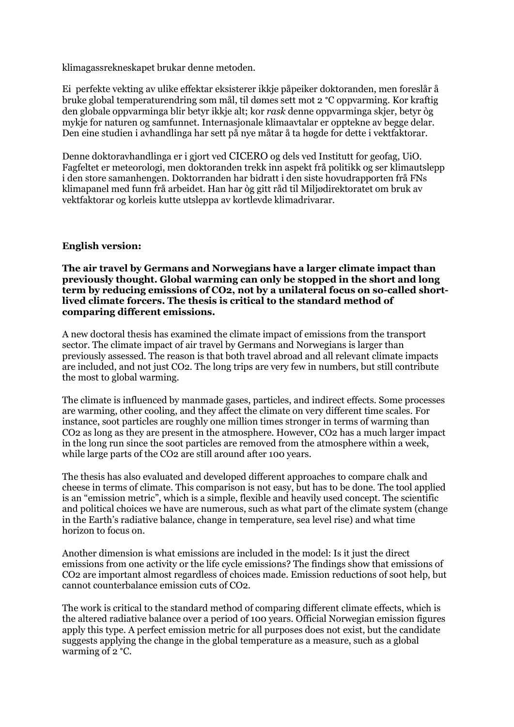klimagassrekneskapet brukar denne metoden.

Ei perfekte vekting av ulike effektar eksisterer ikkje påpeiker doktoranden, men foreslår å bruke global temperaturendring som mål, til dømes sett mot 2 °C oppvarming. Kor kraftig den globale oppvarminga blir betyr ikkje alt; kor *rask* denne oppvarminga skjer, betyr òg mykje for naturen og samfunnet. Internasjonale klimaavtalar er opptekne av begge delar. Den eine studien i avhandlinga har sett på nye måtar å ta høgde for dette i vektfaktorar.

Denne doktoravhandlinga er i gjort ved CICERO og dels ved Institutt for geofag, UiO. Fagfeltet er meteorologi, men doktoranden trekk inn aspekt frå politikk og ser klimautslepp i den store samanhengen. Doktorranden har bidratt i den siste hovudrapporten frå FNs klimapanel med funn frå arbeidet. Han har òg gitt råd til Miljødirektoratet om bruk av vektfaktorar og korleis kutte utsleppa av kortlevde klimadrivarar.

**English version:**

**The air travel by Germans and Norwegians have a larger climate impact than previously thought. Global warming can only be stopped in the short and long term by reducing emissions of $CO_2$, not by a unilateral focus on so-called short-lived climate forcers. The thesis is critical to the standard method of comparing different emissions.**

A new doctoral thesis has examined the climate impact of emissions from the transport sector. The climate impact of air travel by Germans and Norwegians is larger than previously assessed. The reason is that both travel abroad and all relevant climate impacts are included, and not just $CO_2$. The long trips are very few in numbers, but still contribute the most to global warming.

The climate is influenced by manmade gases, particles, and indirect effects. Some processes are warming, other cooling, and they affect the climate on very different time scales. For instance, soot particles are roughly one million times stronger in terms of warming than $CO_2$ as long as they are present in the atmosphere. However, $CO_2$ has a much larger impact in the long run since the soot particles are removed from the atmosphere within a week, while large parts of the $CO_2$ are still around after 100 years.

The thesis has also evaluated and developed different approaches to compare chalk and cheese in terms of climate. This comparison is not easy, but has to be done. The tool applied is an "emission metric", which is a simple, flexible and heavily used concept. The scientific and political choices we have are numerous, such as what part of the climate system (change in the Earth's radiative balance, change in temperature, sea level rise) and what time horizon to focus on.

Another dimension is what emissions are included in the model: Is it just the direct emissions from one activity or the life cycle emissions? The findings show that emissions of $CO_2$ are important almost regardless of choices made. Emission reductions of soot help, but cannot counterbalance emission cuts of $CO_2$.

The work is critical to the standard method of comparing different climate effects, which is the altered radiative balance over a period of 100 years. Official Norwegian emission figures apply this type. A perfect emission metric for all purposes does not exist, but the candidate suggests applying the change in the global temperature as a measure, such as a global warming of 2 °C.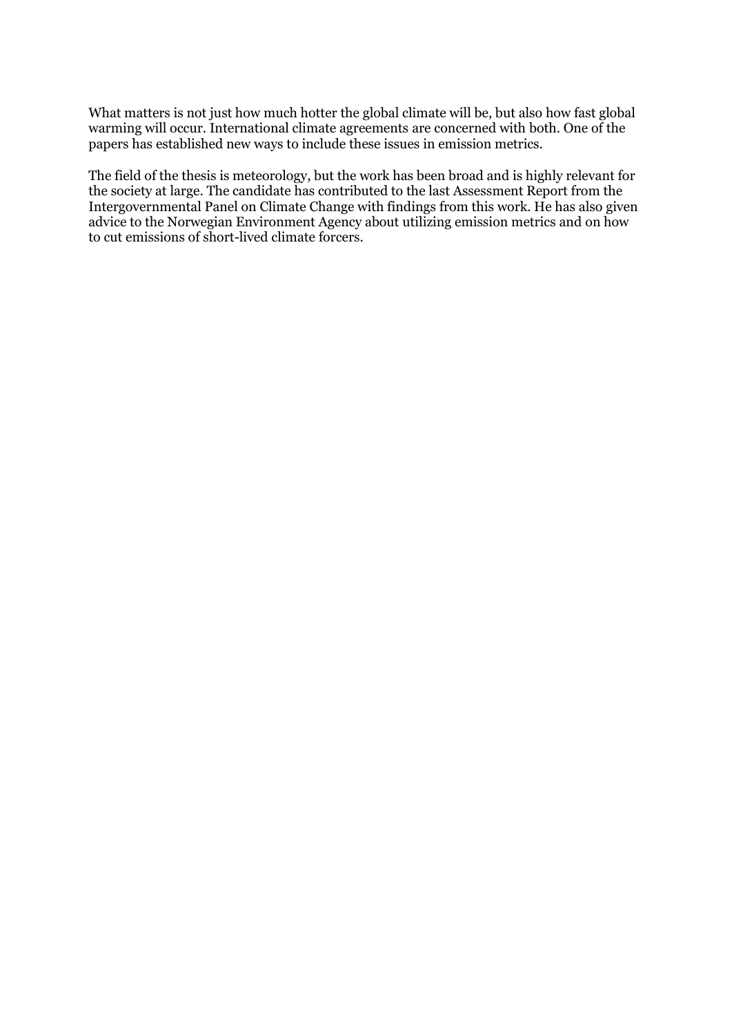What matters is not just how much hotter the global climate will be, but also how fast global warming will occur. International climate agreements are concerned with both. One of the papers has established new ways to include these issues in emission metrics.

The field of the thesis is meteorology, but the work has been broad and is highly relevant for the society at large. The candidate has contributed to the last Assessment Report from the Intergovernmental Panel on Climate Change with findings from this work. He has also given advice to the Norwegian Environment Agency about utilizing emission metrics and on how to cut emissions of short-lived climate forcers.